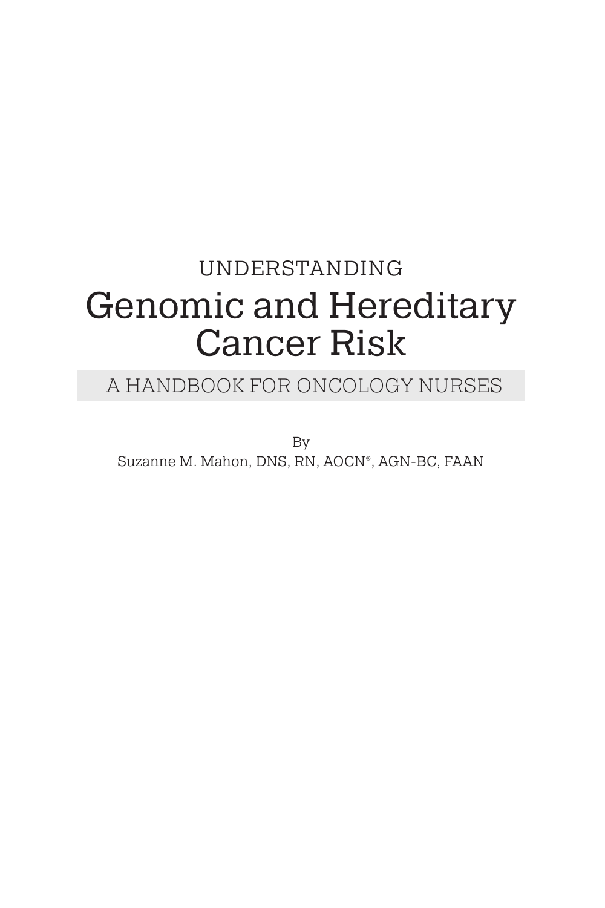UNDERSTANDING

# Genomic and Hereditary Cancer Risk

## A HANDBOOK FOR ONCOLOGY NURSES

By
Suzanne M. Mahon, DNS, RN, AOCN®, AGN-BC, FAAN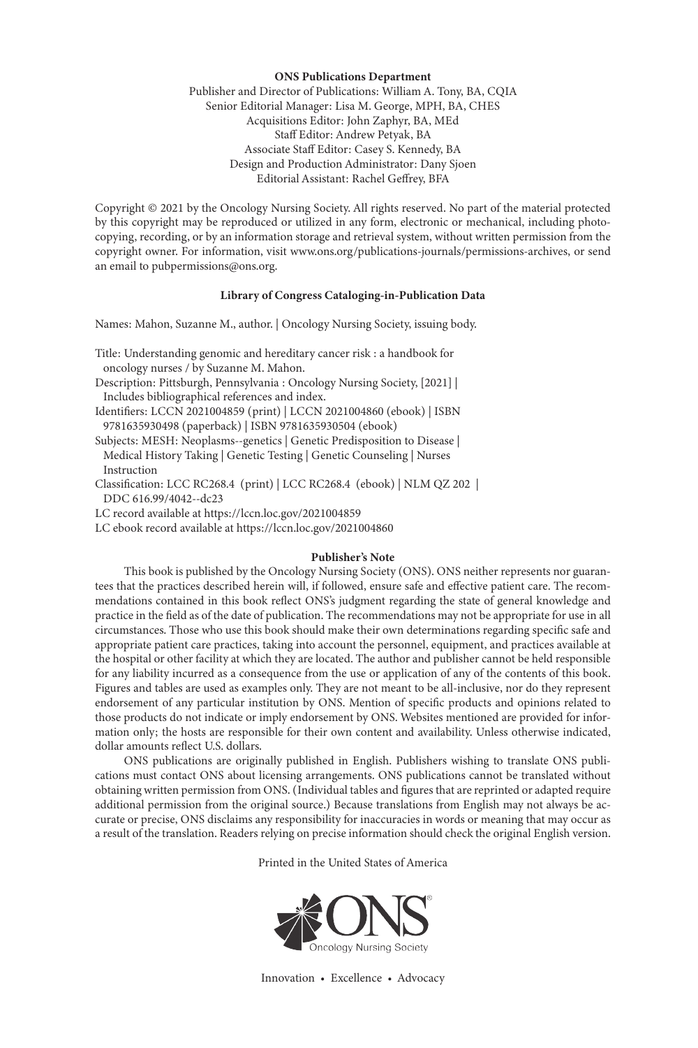**ONS Publications Department**

Publisher and Director of Publications: William A. Tony, BA, CQIA
Senior Editorial Manager: Lisa M. George, MPH, BA, CHES
Acquisitions Editor: John Zaphyr, BA, MEd
Staff Editor: Andrew Petyak, BA
Associate Staff Editor: Casey S. Kennedy, BA
Design and Production Administrator: Dany Sjoen
Editorial Assistant: Rachel Geffrey, BFA

Copyright © 2021 by the Oncology Nursing Society. All rights reserved. No part of the material protected by this copyright may be reproduced or utilized in any form, electronic or mechanical, including photocopying, recording, or by an information storage and retrieval system, without written permission from the copyright owner. For information, visit www.ons.org/publications-journals/permissions-archives, or send an email to pubpermissions@ons.org.

**Library of Congress Cataloging-in-Publication Data**

Names: Mahon, Suzanne M., author. | Oncology Nursing Society, issuing body.

Title: Understanding genomic and hereditary cancer risk : a handbook for oncology nurses / by Suzanne M. Mahon.
Description: Pittsburgh, Pennsylvania : Oncology Nursing Society, [2021] | Includes bibliographical references and index.
Identifiers: LCCN 2021004859 (print) | LCCN 2021004860 (ebook) | ISBN 9781635930498 (paperback) | ISBN 9781635930504 (ebook)
Subjects: MESH: Neoplasms--genetics | Genetic Predisposition to Disease | Medical History Taking | Genetic Testing | Genetic Counseling | Nurses Instruction
Classification: LCC RC268.4 (print) | LCC RC268.4 (ebook) | NLM QZ 202 | DDC 616.99/4042--dc23
LC record available at https://lccn.loc.gov/2021004859
LC ebook record available at https://lccn.loc.gov/2021004860

**Publisher's Note**

This book is published by the Oncology Nursing Society (ONS). ONS neither represents nor guarantees that the practices described herein will, if followed, ensure safe and effective patient care. The recommendations contained in this book reflect ONS's judgment regarding the state of general knowledge and practice in the field as of the date of publication. The recommendations may not be appropriate for use in all circumstances. Those who use this book should make their own determinations regarding specific safe and appropriate patient care practices, taking into account the personnel, equipment, and practices available at the hospital or other facility at which they are located. The author and publisher cannot be held responsible for any liability incurred as a consequence from the use or application of any of the contents of this book. Figures and tables are used as examples only. They are not meant to be all-inclusive, nor do they represent endorsement of any particular institution by ONS. Mention of specific products and opinions related to those products do not indicate or imply endorsement by ONS. Websites mentioned are provided for information only; the hosts are responsible for their own content and availability. Unless otherwise indicated, dollar amounts reflect U.S. dollars.

ONS publications are originally published in English. Publishers wishing to translate ONS publications must contact ONS about licensing arrangements. ONS publications cannot be translated without obtaining written permission from ONS. (Individual tables and figures that are reprinted or adapted require additional permission from the original source.) Because translations from English may not always be accurate or precise, ONS disclaims any responsibility for inaccuracies in words or meaning that may occur as a result of the translation. Readers relying on precise information should check the original English version.

Printed in the United States of America

ONS®
Oncology Nursing Society

Innovation • Excellence • Advocacy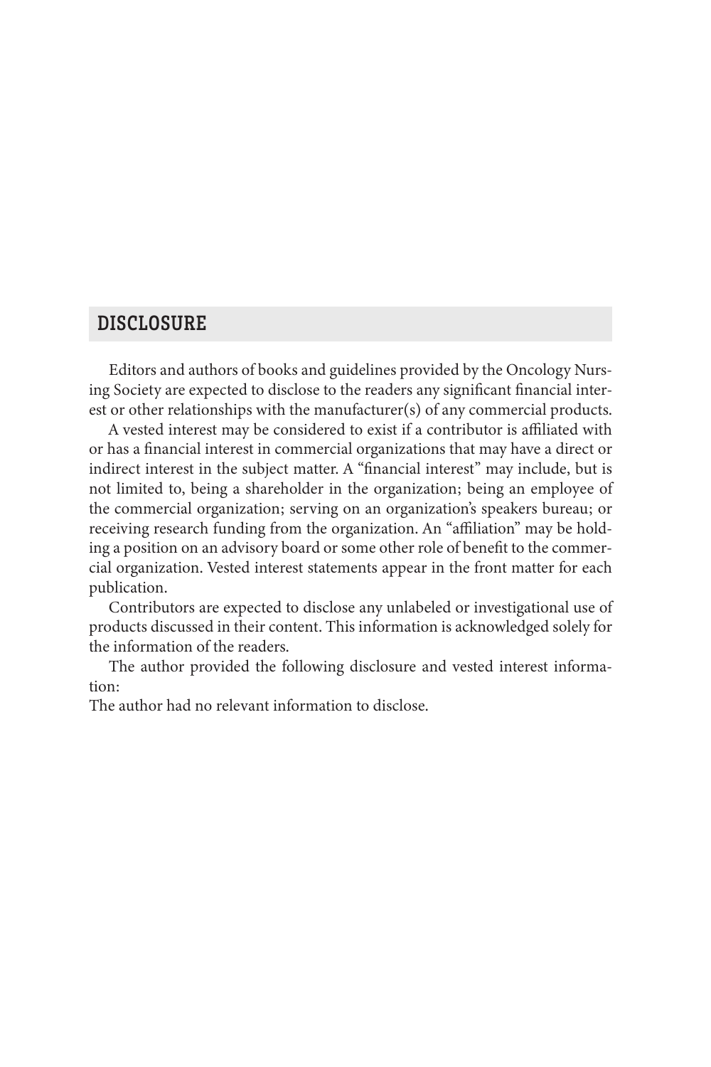## DISCLOSURE

Editors and authors of books and guidelines provided by the Oncology Nursing Society are expected to disclose to the readers any significant financial interest or other relationships with the manufacturer(s) of any commercial products.

A vested interest may be considered to exist if a contributor is affiliated with or has a financial interest in commercial organizations that may have a direct or indirect interest in the subject matter. A "financial interest" may include, but is not limited to, being a shareholder in the organization; being an employee of the commercial organization; serving on an organization's speakers bureau; or receiving research funding from the organization. An "affiliation" may be holding a position on an advisory board or some other role of benefit to the commercial organization. Vested interest statements appear in the front matter for each publication.

Contributors are expected to disclose any unlabeled or investigational use of products discussed in their content. This information is acknowledged solely for the information of the readers.

The author provided the following disclosure and vested interest information:

The author had no relevant information to disclose.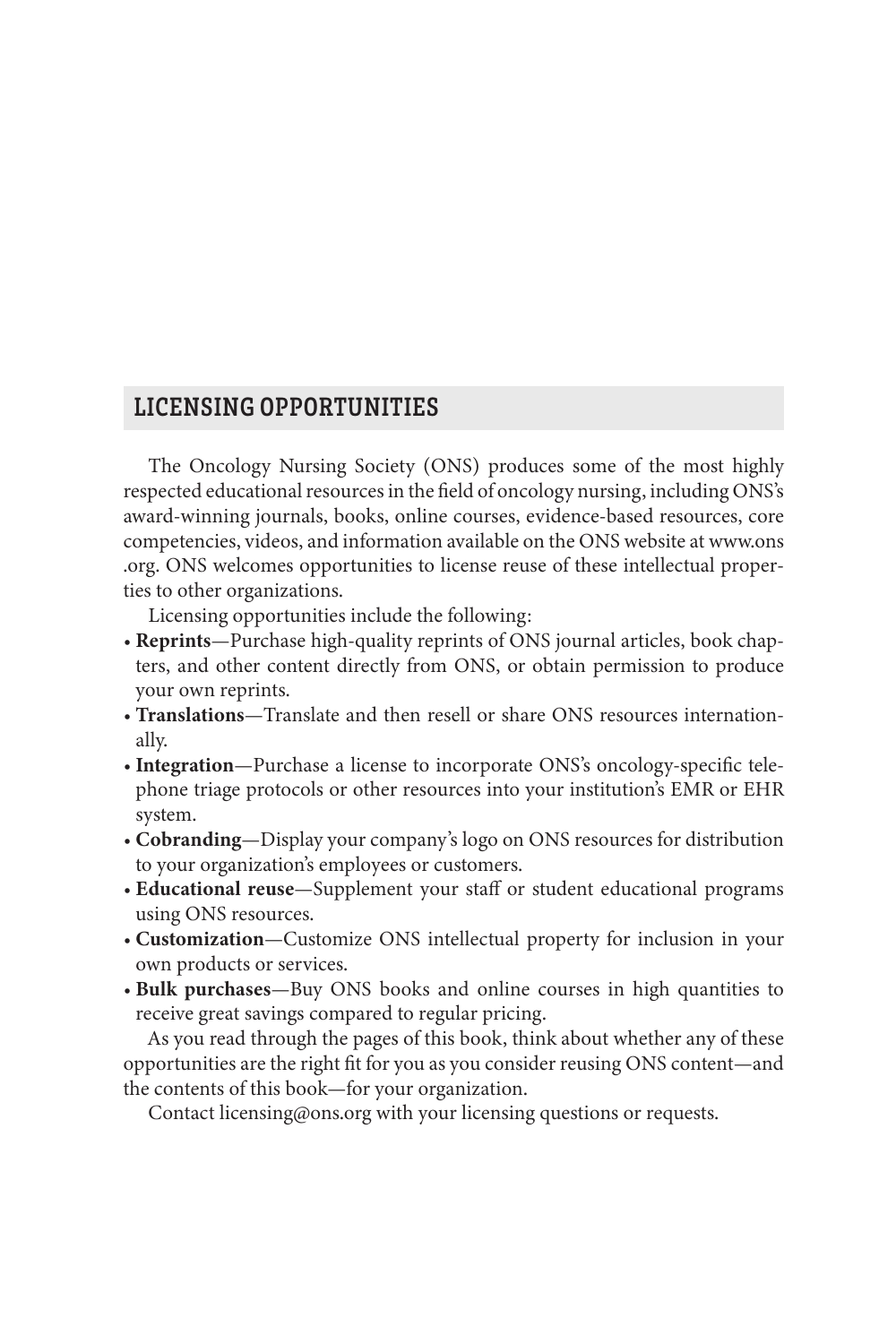## LICENSING OPPORTUNITIES

The Oncology Nursing Society (ONS) produces some of the most highly respected educational resources in the field of oncology nursing, including ONS's award-winning journals, books, online courses, evidence-based resources, core competencies, videos, and information available on the ONS website at www.ons.org. ONS welcomes opportunities to license reuse of these intellectual properties to other organizations.

Licensing opportunities include the following:

- **Reprints**—Purchase high-quality reprints of ONS journal articles, book chapters, and other content directly from ONS, or obtain permission to produce your own reprints.
- **Translations**—Translate and then resell or share ONS resources internationally.
- **Integration**—Purchase a license to incorporate ONS's oncology-specific telephone triage protocols or other resources into your institution's EMR or EHR system.
- **Cobranding**—Display your company's logo on ONS resources for distribution to your organization's employees or customers.
- **Educational reuse**—Supplement your staff or student educational programs using ONS resources.
- **Customization**—Customize ONS intellectual property for inclusion in your own products or services.
- **Bulk purchases**—Buy ONS books and online courses in high quantities to receive great savings compared to regular pricing.

As you read through the pages of this book, think about whether any of these opportunities are the right fit for you as you consider reusing ONS content—and the contents of this book—for your organization.

Contact licensing@ons.org with your licensing questions or requests.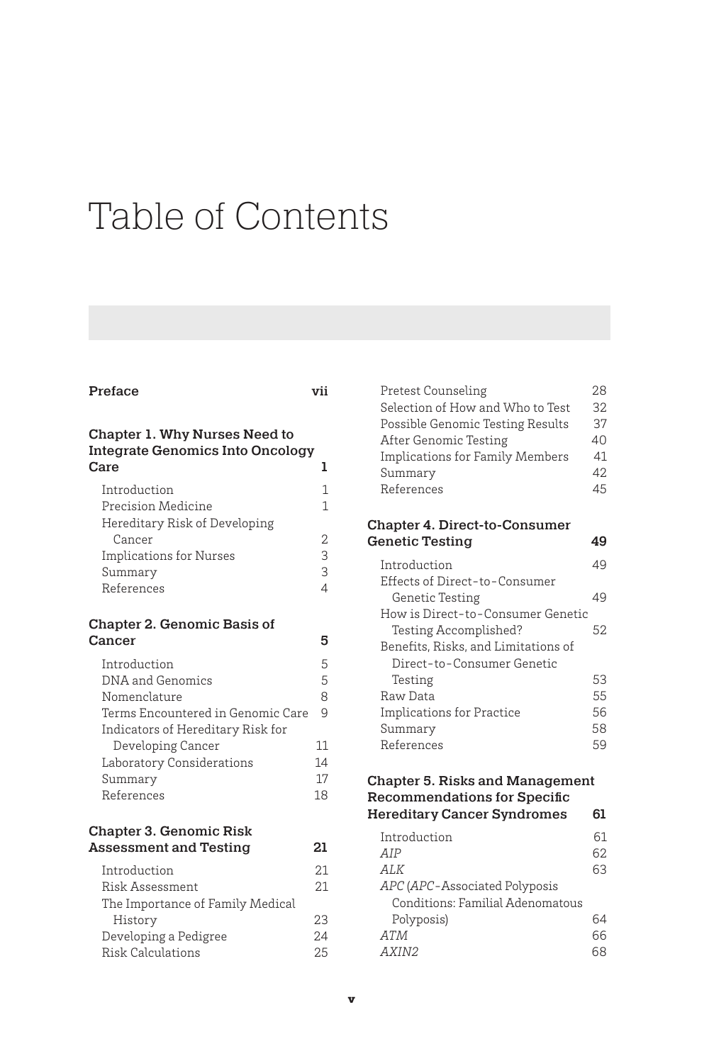# Table of Contents

**Preface** vii

**Chapter 1. Why Nurses Need to Integrate Genomics Into Oncology Care** 1

- Introduction 1
- Precision Medicine 1
- Hereditary Risk of Developing Cancer 2
- Implications for Nurses 3
- Summary 3
- References 4

**Chapter 2. Genomic Basis of Cancer** 5

- Introduction 5
- DNA and Genomics 5
- Nomenclature 8
- Terms Encountered in Genomic Care 9
- Indicators of Hereditary Risk for Developing Cancer 11
- Laboratory Considerations 14
- Summary 17
- References 18

**Chapter 3. Genomic Risk Assessment and Testing** 21

- Introduction 21
- Risk Assessment 21
- The Importance of Family Medical History 23
- Developing a Pedigree 24
- Risk Calculations 25
- Pretest Counseling 28
- Selection of How and Who to Test 32
- Possible Genomic Testing Results 37
- After Genomic Testing 40
- Implications for Family Members 41
- Summary 42
- References 45

**Chapter 4. Direct-to-Consumer Genetic Testing** 49

- Introduction 49
- Effects of Direct-to-Consumer Genetic Testing 49
- How is Direct-to-Consumer Genetic Testing Accomplished? 52
- Benefits, Risks, and Limitations of Direct-to-Consumer Genetic Testing 53
- Raw Data 55
- Implications for Practice 56
- Summary 58
- References 59

**Chapter 5. Risks and Management Recommendations for Specific Hereditary Cancer Syndromes** 61

- Introduction 61
- *AIP* 62
- *ALK* 63
- *APC* (*APC*-Associated Polyposis Conditions: Familial Adenomatous Polyposis) 64
- *ATM* 66
- *AXIN2* 68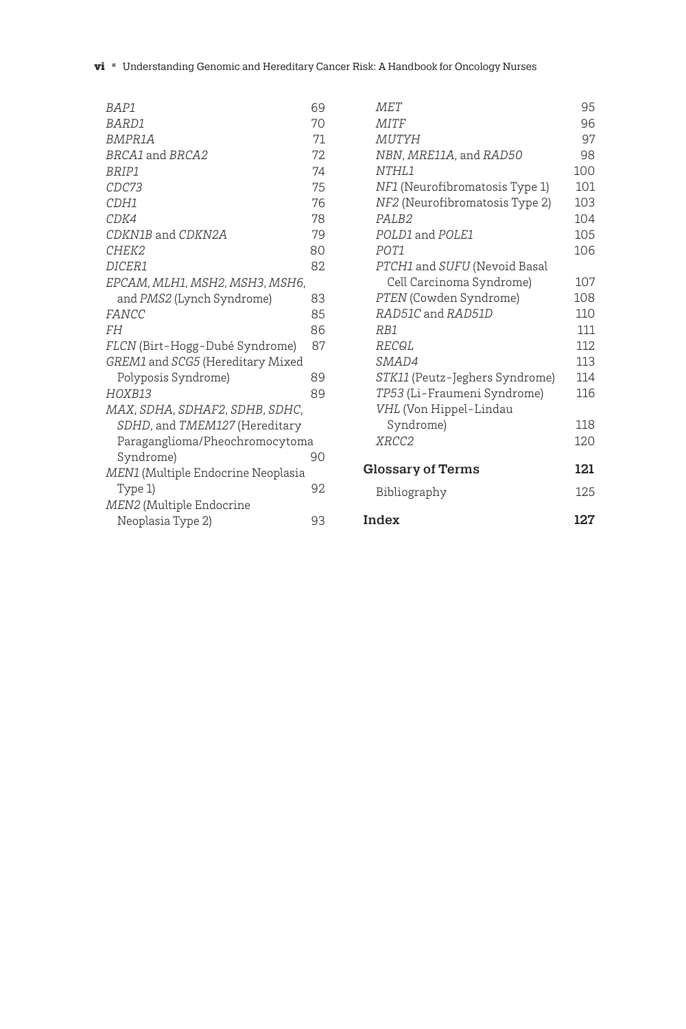*BAP1* 69
*BARD1* 70
*BMPR1A* 71
*BRCA1* and *BRCA2* 72
*BRIP1* 74
*CDC73* 75
*CDH1* 76
*CDK4* 78
*CDKN1B* and *CDKN2A* 79
*CHEK2* 80
*DICER1* 82
*EPCAM*, *MLH1*, *MSH2*, *MSH3*, *MSH6*, and *PMS2* (Lynch Syndrome) 83
*FANCC* 85
*FH* 86
*FLCN* (Birt-Hogg-Dubé Syndrome) 87
*GREM1* and *SCG5* (Hereditary Mixed Polyposis Syndrome) 89
*HOXB13* 89
*MAX*, *SDHA*, *SDHAF2*, *SDHB*, *SDHC*, *SDHD*, and *TMEM127* (Hereditary Paraganglioma/Pheochromocytoma Syndrome) 90
*MEN1* (Multiple Endocrine Neoplasia Type 1) 92
*MEN2* (Multiple Endocrine Neoplasia Type 2) 93
*MET* 95
*MITF* 96
*MUTYH* 97
*NBN*, *MRE11A*, and *RAD50* 98
*NTHL1* 100
*NF1* (Neurofibromatosis Type 1) 101
*NF2* (Neurofibromatosis Type 2) 103
*PALB2* 104
*POLD1* and *POLE1* 105
*POT1* 106
*PTCH1* and *SUFU* (Nevoid Basal Cell Carcinoma Syndrome) 107
*PTEN* (Cowden Syndrome) 108
*RAD51C* and *RAD51D* 110
*RB1* 111
*RECQL* 112
*SMAD4* 113
*STK11* (Peutz-Jeghers Syndrome) 114
*TP53* (Li-Fraumeni Syndrome) 116
*VHL* (Von Hippel-Lindau Syndrome) 118
*XRCC2* 120

**Glossary of Terms 121**

Bibliography 125

**Index 127**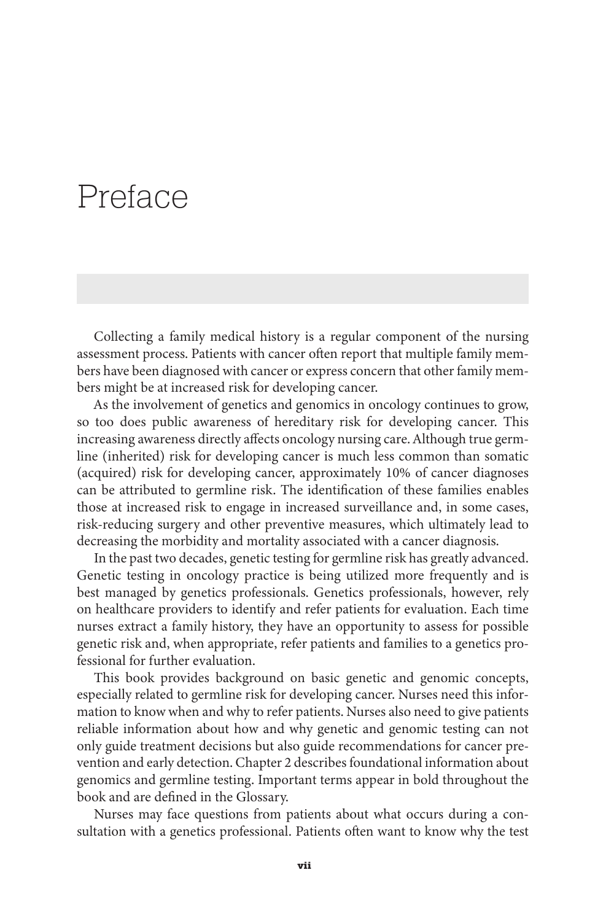# Preface

Collecting a family medical history is a regular component of the nursing assessment process. Patients with cancer often report that multiple family members have been diagnosed with cancer or express concern that other family members might be at increased risk for developing cancer.

As the involvement of genetics and genomics in oncology continues to grow, so too does public awareness of hereditary risk for developing cancer. This increasing awareness directly affects oncology nursing care. Although true germline (inherited) risk for developing cancer is much less common than somatic (acquired) risk for developing cancer, approximately 10% of cancer diagnoses can be attributed to germline risk. The identification of these families enables those at increased risk to engage in increased surveillance and, in some cases, risk-reducing surgery and other preventive measures, which ultimately lead to decreasing the morbidity and mortality associated with a cancer diagnosis.

In the past two decades, genetic testing for germline risk has greatly advanced. Genetic testing in oncology practice is being utilized more frequently and is best managed by genetics professionals. Genetics professionals, however, rely on healthcare providers to identify and refer patients for evaluation. Each time nurses extract a family history, they have an opportunity to assess for possible genetic risk and, when appropriate, refer patients and families to a genetics professional for further evaluation.

This book provides background on basic genetic and genomic concepts, especially related to germline risk for developing cancer. Nurses need this information to know when and why to refer patients. Nurses also need to give patients reliable information about how and why genetic and genomic testing can not only guide treatment decisions but also guide recommendations for cancer prevention and early detection. Chapter 2 describes foundational information about genomics and germline testing. Important terms appear in bold throughout the book and are defined in the Glossary.

Nurses may face questions from patients about what occurs during a consultation with a genetics professional. Patients often want to know why the test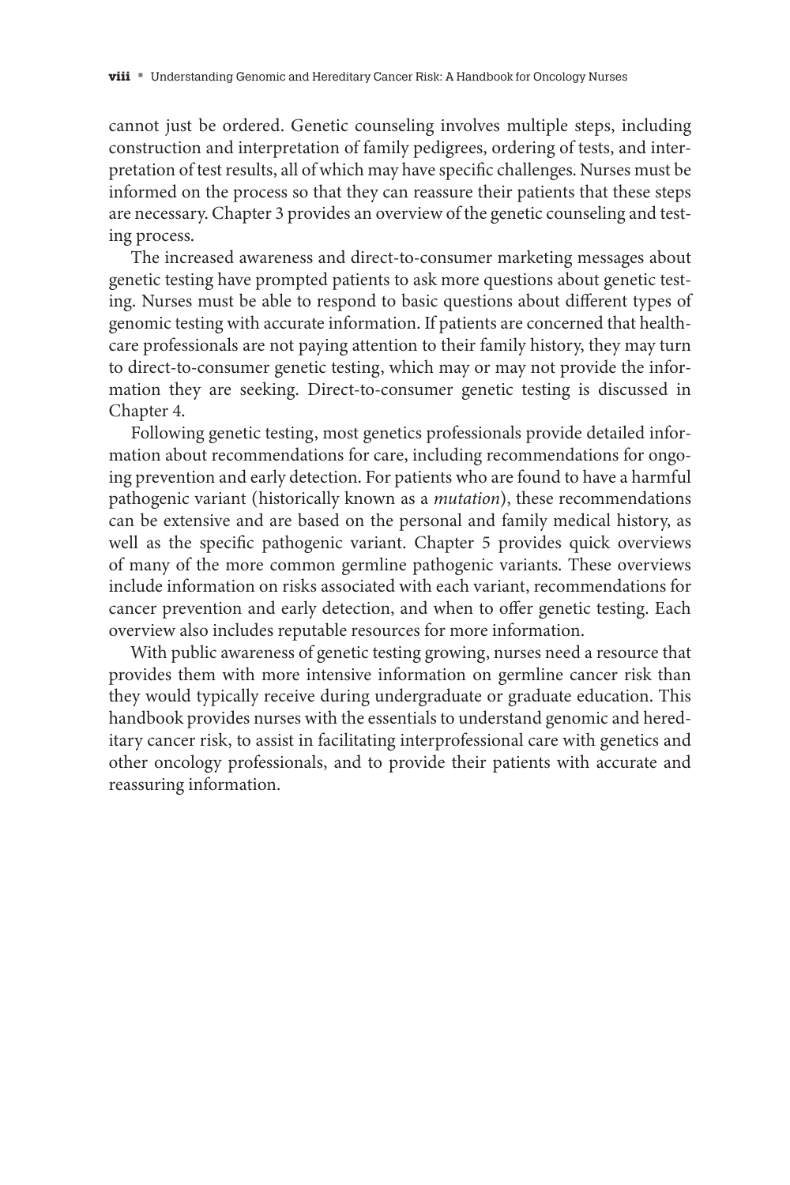cannot just be ordered. Genetic counseling involves multiple steps, including construction and interpretation of family pedigrees, ordering of tests, and interpretation of test results, all of which may have specific challenges. Nurses must be informed on the process so that they can reassure their patients that these steps are necessary. Chapter 3 provides an overview of the genetic counseling and testing process.

The increased awareness and direct-to-consumer marketing messages about genetic testing have prompted patients to ask more questions about genetic testing. Nurses must be able to respond to basic questions about different types of genomic testing with accurate information. If patients are concerned that healthcare professionals are not paying attention to their family history, they may turn to direct-to-consumer genetic testing, which may or may not provide the information they are seeking. Direct-to-consumer genetic testing is discussed in Chapter 4.

Following genetic testing, most genetics professionals provide detailed information about recommendations for care, including recommendations for ongoing prevention and early detection. For patients who are found to have a harmful pathogenic variant (historically known as a *mutation*), these recommendations can be extensive and are based on the personal and family medical history, as well as the specific pathogenic variant. Chapter 5 provides quick overviews of many of the more common germline pathogenic variants. These overviews include information on risks associated with each variant, recommendations for cancer prevention and early detection, and when to offer genetic testing. Each overview also includes reputable resources for more information.

With public awareness of genetic testing growing, nurses need a resource that provides them with more intensive information on germline cancer risk than they would typically receive during undergraduate or graduate education. This handbook provides nurses with the essentials to understand genomic and hereditary cancer risk, to assist in facilitating interprofessional care with genetics and other oncology professionals, and to provide their patients with accurate and reassuring information.